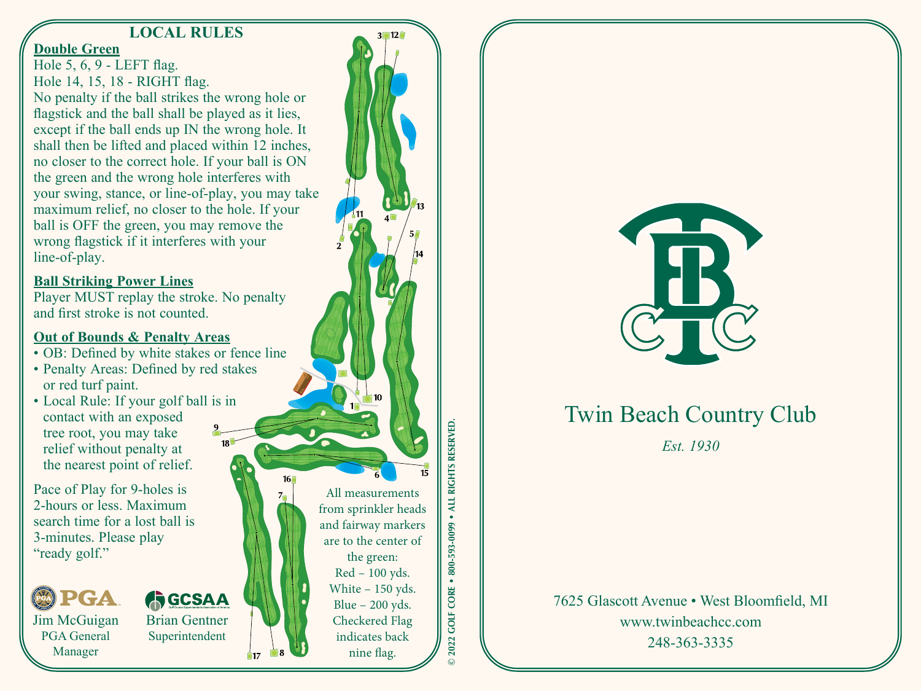## LOCAL RULES

**Double Green**

Hole 5, 6, 9 - LEFT flag.
Hole 14, 15, 18 - RIGHT flag.
No penalty if the ball strikes the wrong hole or flagstick and the ball shall be played as it lies, except if the ball ends up IN the wrong hole. It shall then be lifted and placed within 12 inches, no closer to the correct hole. If your ball is ON the green and the wrong hole interferes with your swing, stance, or line-of-play, you may take maximum relief, no closer to the hole. If your ball is OFF the green, you may remove the wrong flagstick if it interferes with your line-of-play.

**Ball Striking Power Lines**

Player MUST replay the stroke. No penalty and first stroke is not counted.

**Out of Bounds & Penalty Areas**

- OB: Defined by white stakes or fence line
- Penalty Areas: Defined by red stakes or red turf paint.
- Local Rule: If your golf ball is in contact with an exposed tree root, you may take relief without penalty at the nearest point of relief.

Pace of Play for 9-holes is 2-hours or less. Maximum search time for a lost ball is 3-minutes. Please play "ready golf."

PGA
Jim McGuigan
PGA General Manager

GCSAA
Brian Gentner
Superintendent

All measurements from sprinkler heads and fairway markers are to the center of the green:
Red – 100 yds.
White – 150 yds.
Blue – 200 yds.
Checkered Flag indicates back nine flag.

© 2022 GOLF CORE • 800-593-0099 • ALL RIGHTS RESERVED.

# Twin Beach Country Club

*Est. 1930*

7625 Glascott Avenue • West Bloomfield, MI
www.twinbeachcc.com
248-363-3335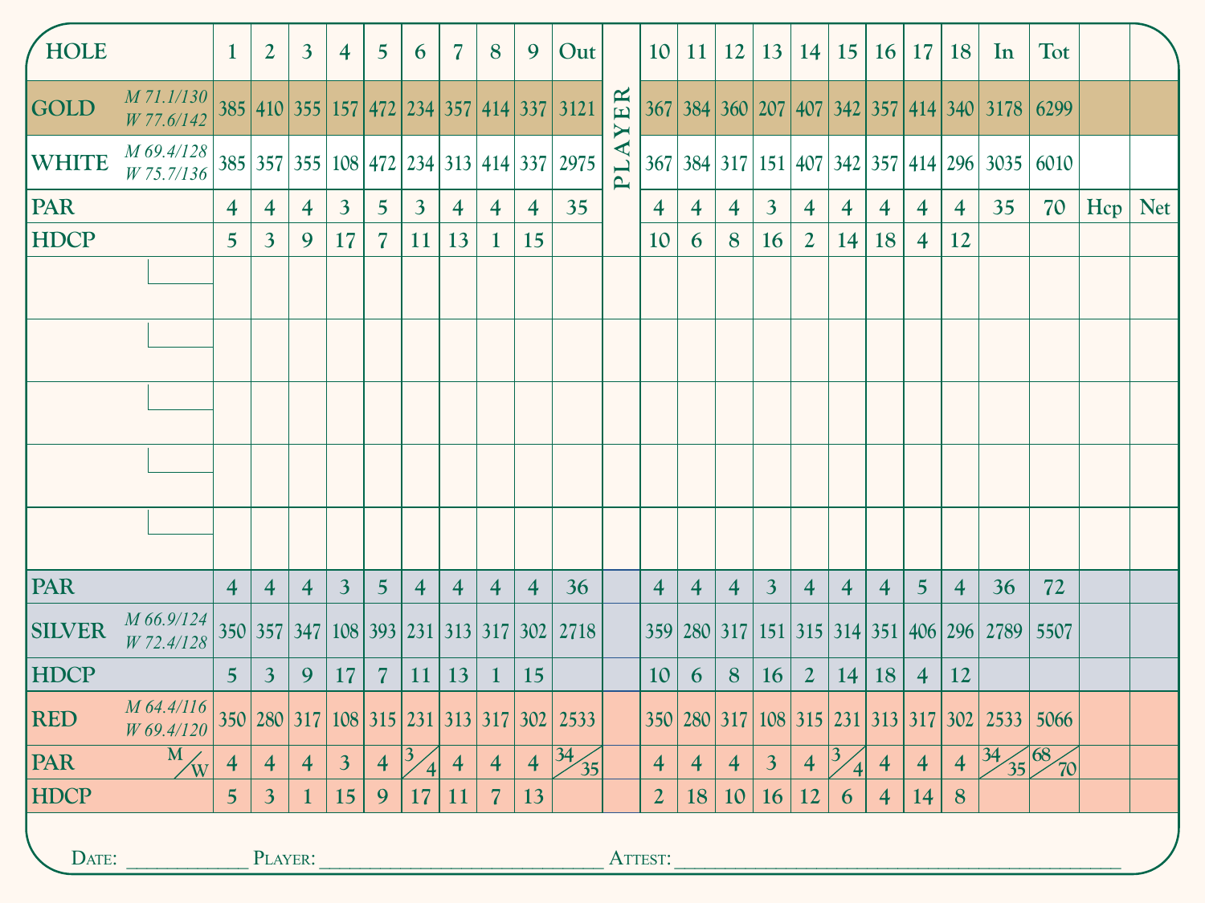| HOLE | | 1 | 2 | 3 | 4 | 5 | 6 | 7 | 8 | 9 | Out | PLAYER | 10 | 11 | 12 | 13 | 14 | 15 | 16 | 17 | 18 | In | Tot | | |
|---|---|---|---|---|---|---|---|---|---|---|---|---|---|---|---|---|---|---|---|---|---|---|---|---|---|
| GOLD | M 71.1/130 W 77.6/142 | 385 | 410 | 355 | 157 | 472 | 234 | 357 | 414 | 337 | 3121 | | 367 | 384 | 360 | 207 | 407 | 342 | 357 | 414 | 340 | 3178 | 6299 | | |
| WHITE | M 69.4/128 W 75.7/136 | 385 | 357 | 355 | 108 | 472 | 234 | 313 | 414 | 337 | 2975 | | 367 | 384 | 317 | 151 | 407 | 342 | 357 | 414 | 296 | 3035 | 6010 | | |
| PAR | | 4 | 4 | 4 | 3 | 5 | 3 | 4 | 4 | 4 | 35 | | 4 | 4 | 4 | 3 | 4 | 4 | 4 | 4 | 4 | 35 | 70 | Hcp | Net |
| HDCP | | 5 | 3 | 9 | 17 | 7 | 11 | 13 | 1 | 15 | | | 10 | 6 | 8 | 16 | 2 | 14 | 18 | 4 | 12 | | | | |
| | | | | | | | | | | | | | | | | | | | | | | | | | |
| | | | | | | | | | | | | | | | | | | | | | | | | | |
| | | | | | | | | | | | | | | | | | | | | | | | | | |
| | | | | | | | | | | | | | | | | | | | | | | | | | |
| | | | | | | | | | | | | | | | | | | | | | | | | | |
| PAR | | 4 | 4 | 4 | 3 | 5 | 4 | 4 | 4 | 4 | 36 | | 4 | 4 | 4 | 3 | 4 | 4 | 4 | 5 | 4 | 36 | 72 | | |
| SILVER | M 66.9/124 W 72.4/128 | 350 | 357 | 347 | 108 | 393 | 231 | 313 | 317 | 302 | 2718 | | 359 | 280 | 317 | 151 | 315 | 314 | 351 | 406 | 296 | 2789 | 5507 | | |
| HDCP | | 5 | 3 | 9 | 17 | 7 | 11 | 13 | 1 | 15 | | | 10 | 6 | 8 | 16 | 2 | 14 | 18 | 4 | 12 | | | | |
| RED | M 64.4/116 W 69.4/120 | 350 | 280 | 317 | 108 | 315 | 231 | 313 | 317 | 302 | 2533 | | 350 | 280 | 317 | 108 | 315 | 231 | 313 | 317 | 302 | 2533 | 5066 | | |
| PAR | M/W | 4 | 4 | 4 | 3 | 4 | 3/4 | 4 | 4 | 4 | 34/35 | | 4 | 4 | 4 | 3 | 4 | 3/4 | 4 | 4 | 4 | 34/35 | 68/70 | | |
| HDCP | | 5 | 3 | 1 | 15 | 9 | 17 | 11 | 7 | 13 | | | 2 | 18 | 10 | 16 | 12 | 6 | 4 | 14 | 8 | | | | |

Date: ___________ Player: ___________________________ Attest: ___________________________________________